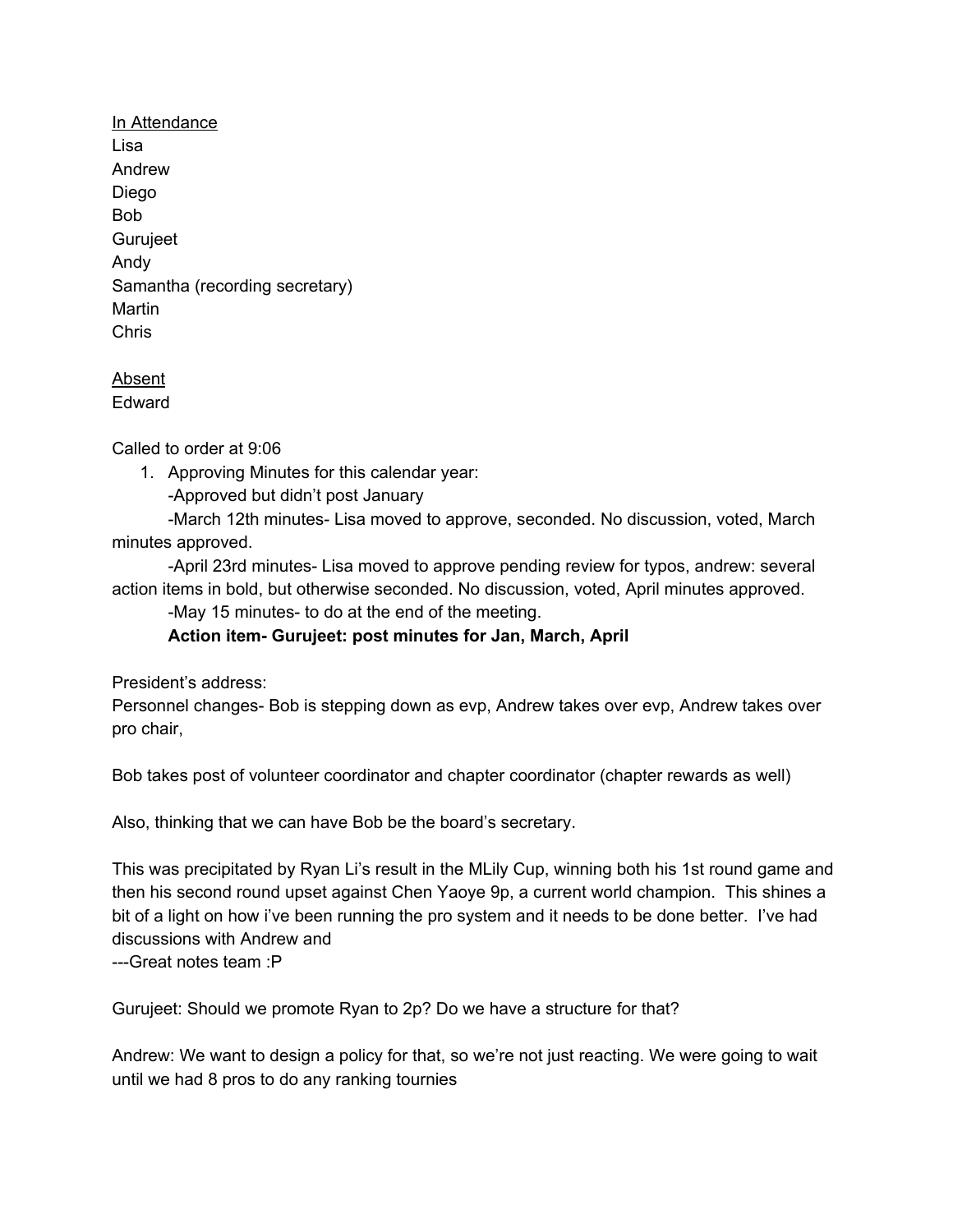In Attendance
Lisa
Andrew
Diego
Bob
Gurujeet
Andy
Samantha (recording secretary)
Martin
Chris

Absent
Edward

Called to order at 9:06

1. Approving Minutes for this calendar year:
   -Approved but didn't post January
   -March 12th minutes- Lisa moved to approve, seconded. No discussion, voted, March minutes approved.
   -April 23rd minutes- Lisa moved to approve pending review for typos, andrew: several action items in bold, but otherwise seconded. No discussion, voted, April minutes approved.
   -May 15 minutes- to do at the end of the meeting.
   **Action item- Gurujeet: post minutes for Jan, March, April**

President's address:
Personnel changes- Bob is stepping down as evp, Andrew takes over evp, Andrew takes over pro chair,

Bob takes post of volunteer coordinator and chapter coordinator (chapter rewards as well)

Also, thinking that we can have Bob be the board's secretary.

This was precipitated by Ryan Li's result in the MLily Cup, winning both his 1st round game and then his second round upset against Chen Yaoye 9p, a current world champion. This shines a bit of a light on how i've been running the pro system and it needs to be done better. I've had discussions with Andrew and
---Great notes team :P

Gurujeet: Should we promote Ryan to 2p? Do we have a structure for that?

Andrew: We want to design a policy for that, so we're not just reacting. We were going to wait until we had 8 pros to do any ranking tournies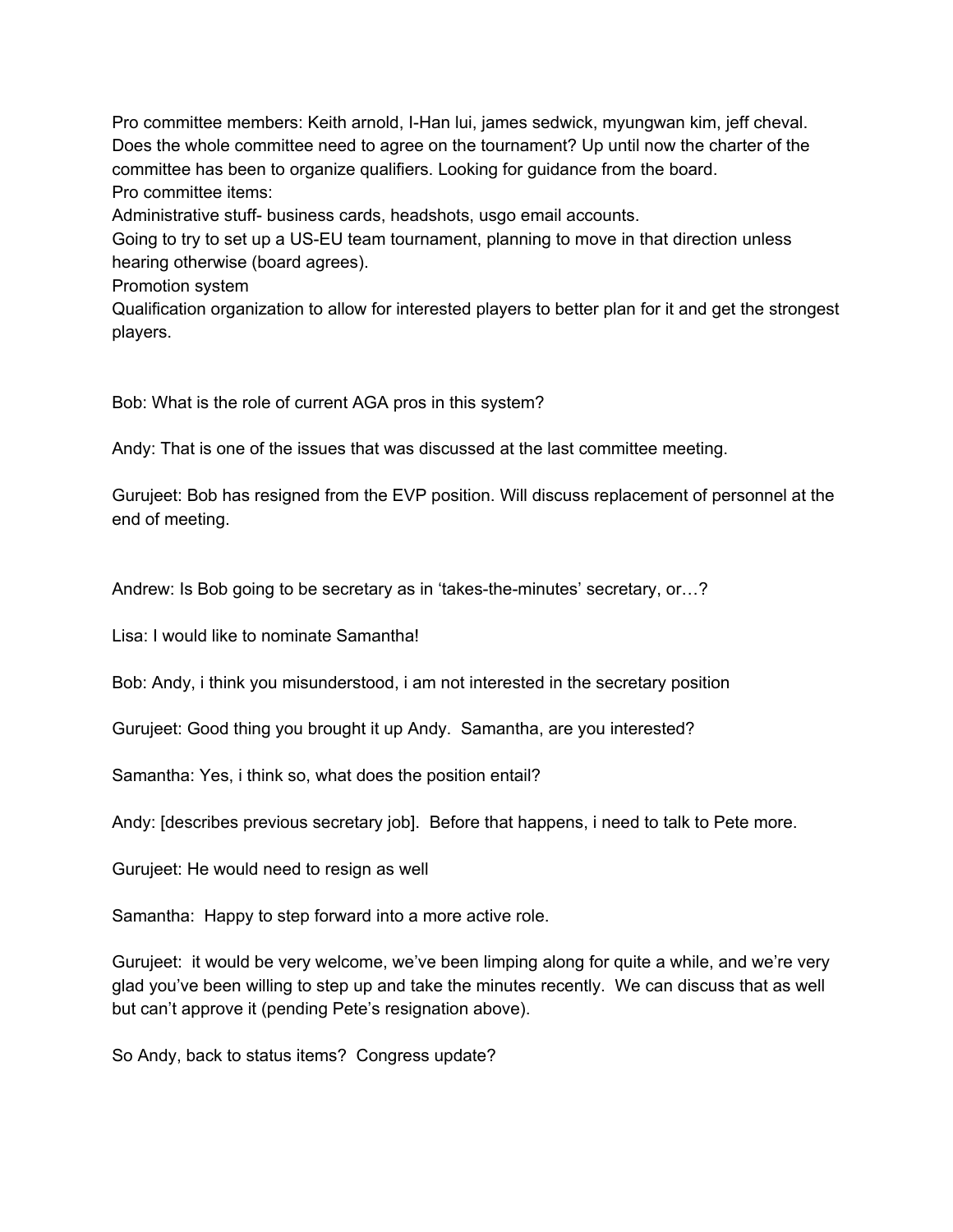Pro committee members: Keith arnold, I-Han lui, james sedwick, myungwan kim, jeff cheval. Does the whole committee need to agree on the tournament? Up until now the charter of the committee has been to organize qualifiers. Looking for guidance from the board.

Pro committee items:

Administrative stuff- business cards, headshots, usgo email accounts.

Going to try to set up a US-EU team tournament, planning to move in that direction unless hearing otherwise (board agrees).

Promotion system

Qualification organization to allow for interested players to better plan for it and get the strongest players.

Bob: What is the role of current AGA pros in this system?

Andy: That is one of the issues that was discussed at the last committee meeting.

Gurujeet: Bob has resigned from the EVP position. Will discuss replacement of personnel at the end of meeting.

Andrew: Is Bob going to be secretary as in 'takes-the-minutes' secretary, or…?

Lisa: I would like to nominate Samantha!

Bob: Andy, i think you misunderstood, i am not interested in the secretary position

Gurujeet: Good thing you brought it up Andy. Samantha, are you interested?

Samantha: Yes, i think so, what does the position entail?

Andy: [describes previous secretary job]. Before that happens, i need to talk to Pete more.

Gurujeet: He would need to resign as well

Samantha: Happy to step forward into a more active role.

Gurujeet: it would be very welcome, we've been limping along for quite a while, and we're very glad you've been willing to step up and take the minutes recently. We can discuss that as well but can't approve it (pending Pete's resignation above).

So Andy, back to status items? Congress update?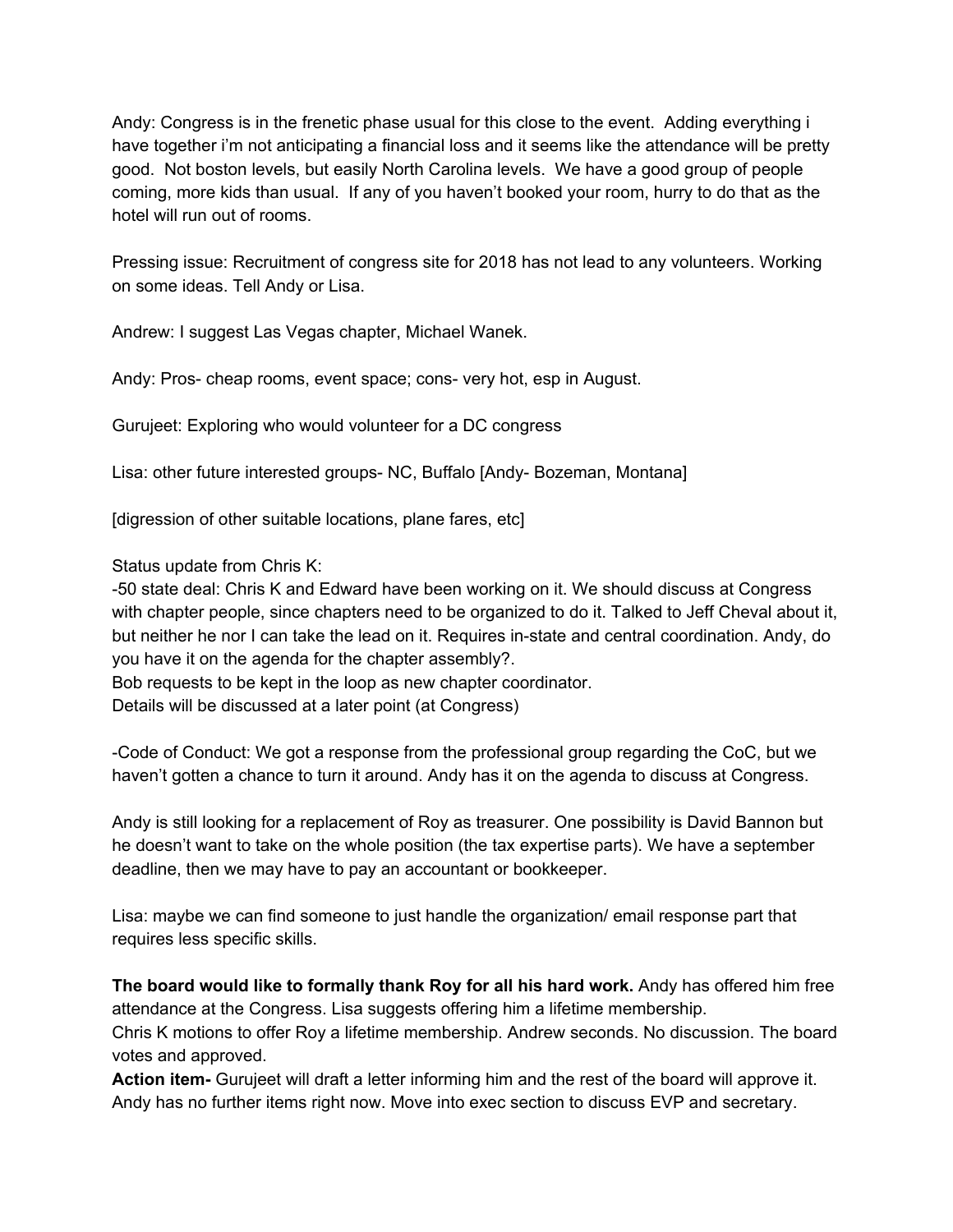Andy: Congress is in the frenetic phase usual for this close to the event. Adding everything i have together i'm not anticipating a financial loss and it seems like the attendance will be pretty good. Not boston levels, but easily North Carolina levels. We have a good group of people coming, more kids than usual. If any of you haven't booked your room, hurry to do that as the hotel will run out of rooms.

Pressing issue: Recruitment of congress site for 2018 has not lead to any volunteers. Working on some ideas. Tell Andy or Lisa.

Andrew: I suggest Las Vegas chapter, Michael Wanek.

Andy: Pros- cheap rooms, event space; cons- very hot, esp in August.

Gurujeet: Exploring who would volunteer for a DC congress

Lisa: other future interested groups- NC, Buffalo [Andy- Bozeman, Montana]

[digression of other suitable locations, plane fares, etc]

Status update from Chris K:
-50 state deal: Chris K and Edward have been working on it. We should discuss at Congress with chapter people, since chapters need to be organized to do it. Talked to Jeff Cheval about it, but neither he nor I can take the lead on it. Requires in-state and central coordination. Andy, do you have it on the agenda for the chapter assembly?.
Bob requests to be kept in the loop as new chapter coordinator.
Details will be discussed at a later point (at Congress)

-Code of Conduct: We got a response from the professional group regarding the CoC, but we haven't gotten a chance to turn it around. Andy has it on the agenda to discuss at Congress.

Andy is still looking for a replacement of Roy as treasurer. One possibility is David Bannon but he doesn't want to take on the whole position (the tax expertise parts). We have a september deadline, then we may have to pay an accountant or bookkeeper.

Lisa: maybe we can find someone to just handle the organization/ email response part that requires less specific skills.

**The board would like to formally thank Roy for all his hard work.** Andy has offered him free attendance at the Congress. Lisa suggests offering him a lifetime membership.
Chris K motions to offer Roy a lifetime membership. Andrew seconds. No discussion. The board votes and approved.
**Action item-** Gurujeet will draft a letter informing him and the rest of the board will approve it.
Andy has no further items right now. Move into exec section to discuss EVP and secretary.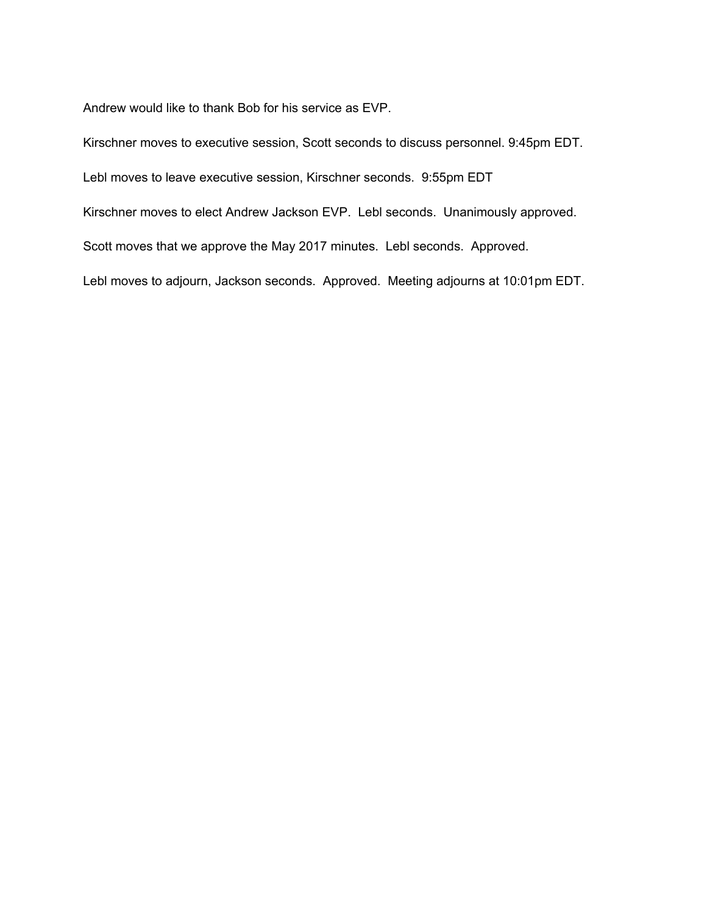Andrew would like to thank Bob for his service as EVP.

Kirschner moves to executive session, Scott seconds to discuss personnel. 9:45pm EDT.

Lebl moves to leave executive session, Kirschner seconds. 9:55pm EDT

Kirschner moves to elect Andrew Jackson EVP. Lebl seconds. Unanimously approved.

Scott moves that we approve the May 2017 minutes. Lebl seconds. Approved.

Lebl moves to adjourn, Jackson seconds. Approved. Meeting adjourns at 10:01pm EDT.